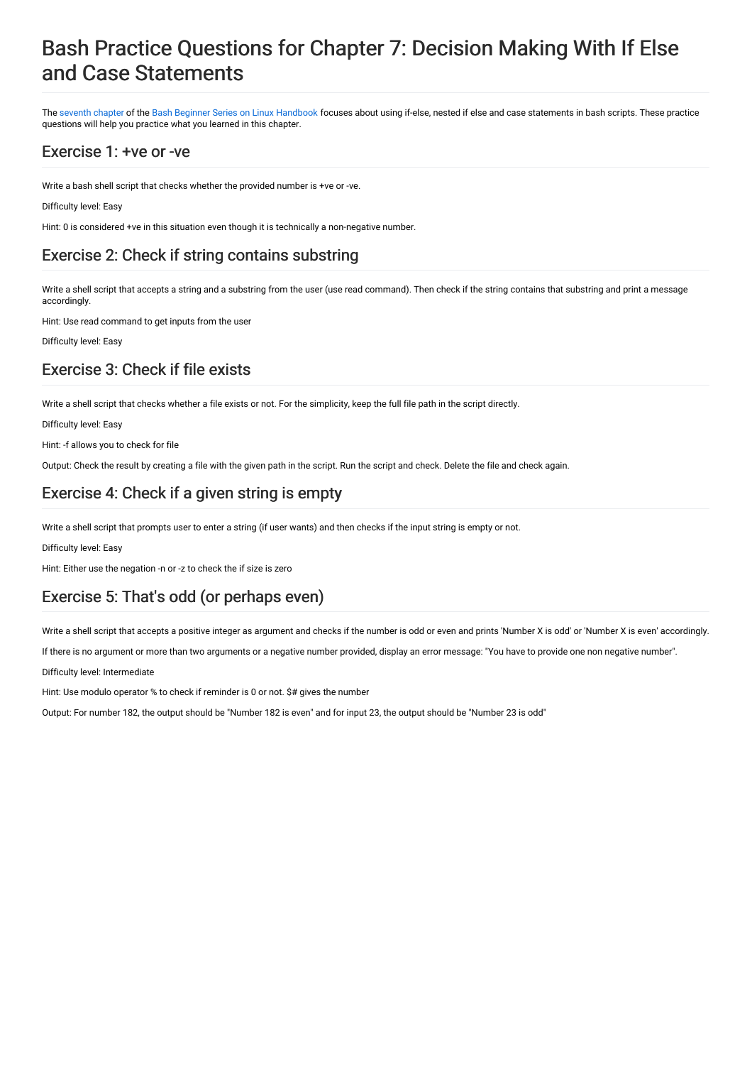# Bash Practice Questions for Chapter 7: Decision Making With If Else and Case Statements

The seventh chapter of the Bash Beginner Series on Linux Handbook focuses about using if-else, nested if else and case statements in bash scripts. These practice questions will help you practice what you learned in this chapter.

## Exercise 1: +ve or -ve

Write a bash shell script that checks whether the provided number is +ve or -ve.

Difficulty level: Easy

Hint: 0 is considered +ve in this situation even though it is technically a non-negative number.

## Exercise 2: Check if string contains substring

Write a shell script that accepts a string and a substring from the user (use read command). Then check if the string contains that substring and print a message accordingly.

Hint: Use read command to get inputs from the user

Difficulty level: Easy

## Exercise 3: Check if file exists

Write a shell script that checks whether a file exists or not. For the simplicity, keep the full file path in the script directly.

Difficulty level: Easy

Hint: -f allows you to check for file

Output: Check the result by creating a file with the given path in the script. Run the script and check. Delete the file and check again.

## Exercise 4: Check if a given string is empty

Write a shell script that prompts user to enter a string (if user wants) and then checks if the input string is empty or not.

Difficulty level: Easy

Hint: Either use the negation -n or -z to check the if size is zero

## Exercise 5: That's odd (or perhaps even)

Write a shell script that accepts a positive integer as argument and checks if the number is odd or even and prints 'Number X is odd' or 'Number X is even' accordingly.

If there is no argument or more than two arguments or a negative number provided, display an error message: "You have to provide one non negative number".

Difficulty level: Intermediate

Hint: Use modulo operator % to check if reminder is 0 or not. $# gives the number

Output: For number 182, the output should be "Number 182 is even" and for input 23, the output should be "Number 23 is odd"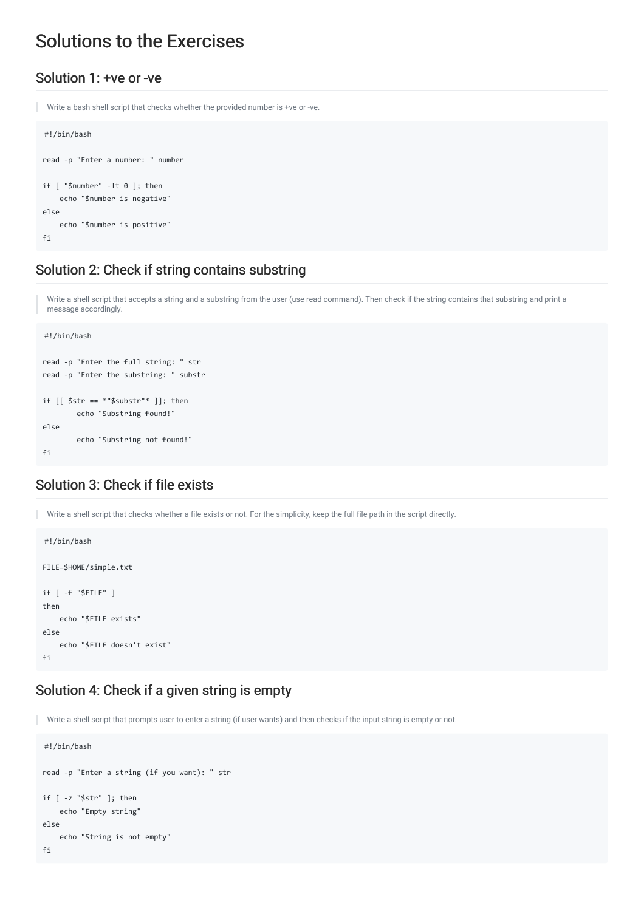# Solutions to the Exercises

## Solution 1: +ve or -ve

> Write a bash shell script that checks whether the provided number is +ve or -ve.

```
#!/bin/bash

read -p "Enter a number: " number

if [ "$number" -lt 0 ]; then
    echo "$number is negative"
else
    echo "$number is positive"
fi
```

## Solution 2: Check if string contains substring

> Write a shell script that accepts a string and a substring from the user (use read command). Then check if the string contains that substring and print a message accordingly.

```
#!/bin/bash

read -p "Enter the full string: " str
read -p "Enter the substring: " substr

if [[ $str == *"$substr"* ]]; then
        echo "Substring found!"
else
        echo "Substring not found!"
fi
```

## Solution 3: Check if file exists

> Write a shell script that checks whether a file exists or not. For the simplicity, keep the full file path in the script directly.

```
#!/bin/bash

FILE=$HOME/simple.txt

if [ -f "$FILE" ]
then
    echo "$FILE exists"
else
    echo "$FILE doesn't exist"
fi
```

## Solution 4: Check if a given string is empty

> Write a shell script that prompts user to enter a string (if user wants) and then checks if the input string is empty or not.

```
#!/bin/bash

read -p "Enter a string (if you want): " str

if [ -z "$str" ]; then
    echo "Empty string"
else
    echo "String is not empty"
fi
```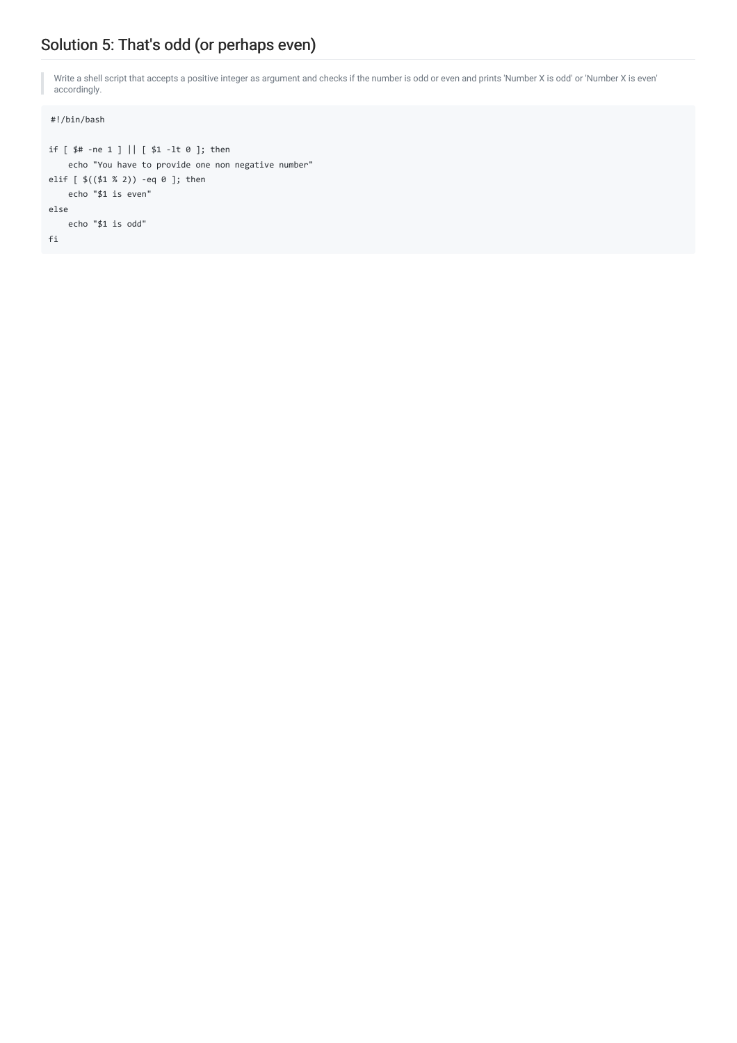## Solution 5: That's odd (or perhaps even)

> Write a shell script that accepts a positive integer as argument and checks if the number is odd or even and prints 'Number X is odd' or 'Number X is even' accordingly.

```
#!/bin/bash

if [ $# -ne 1 ] || [ $1 -lt 0 ]; then
    echo "You have to provide one non negative number"
elif [ $(($1 % 2)) -eq 0 ]; then
    echo "$1 is even"
else
    echo "$1 is odd"
fi
```